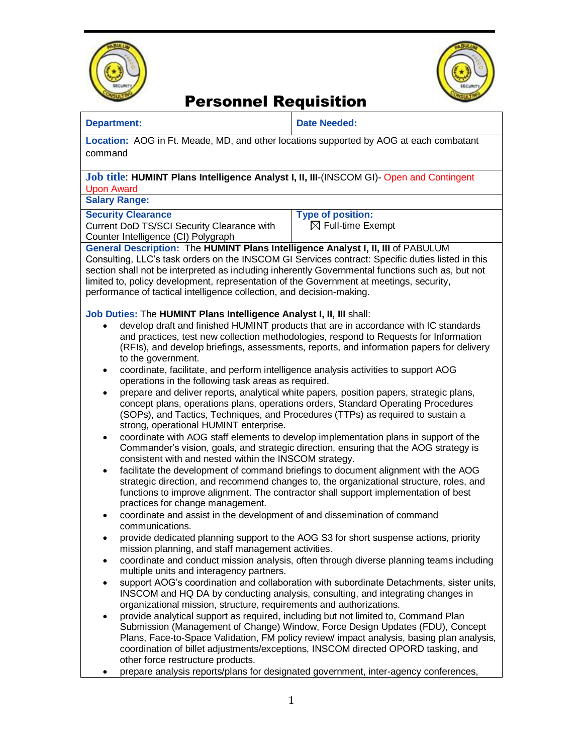# Personnel Requisition

| **Department:** | **Date Needed:** |
|---|---|
| **Location:** AOG in Ft. Meade, MD, and other locations supported by AOG at each combatant command | |
| **Job title**: **HUMINT Plans Intelligence Analyst I, II, III**-(INSCOM GI)- Open and Contingent Upon Award | |
| **Salary Range:** | |
| **Security Clearance** Current DoD TS/SCI Security Clearance with Counter Intelligence (CI) Polygraph | **Type of position:** ☒ Full-time Exempt |

**General Description:** The **HUMINT Plans Intelligence Analyst I, II, III** of PABULUM Consulting, LLC's task orders on the INSCOM GI Services contract: Specific duties listed in this section shall not be interpreted as including inherently Governmental functions such as, but not limited to, policy development, representation of the Government at meetings, security, performance of tactical intelligence collection, and decision-making.

**Job Duties:** The **HUMINT Plans Intelligence Analyst I, II, III** shall:

- develop draft and finished HUMINT products that are in accordance with IC standards and practices, test new collection methodologies, respond to Requests for Information (RFIs), and develop briefings, assessments, reports, and information papers for delivery to the government.
- coordinate, facilitate, and perform intelligence analysis activities to support AOG operations in the following task areas as required.
- prepare and deliver reports, analytical white papers, position papers, strategic plans, concept plans, operations plans, operations orders, Standard Operating Procedures (SOPs), and Tactics, Techniques, and Procedures (TTPs) as required to sustain a strong, operational HUMINT enterprise.
- coordinate with AOG staff elements to develop implementation plans in support of the Commander's vision, goals, and strategic direction, ensuring that the AOG strategy is consistent with and nested within the INSCOM strategy.
- facilitate the development of command briefings to document alignment with the AOG strategic direction, and recommend changes to, the organizational structure, roles, and functions to improve alignment. The contractor shall support implementation of best practices for change management.
- coordinate and assist in the development of and dissemination of command communications.
- provide dedicated planning support to the AOG S3 for short suspense actions, priority mission planning, and staff management activities.
- coordinate and conduct mission analysis, often through diverse planning teams including multiple units and interagency partners.
- support AOG's coordination and collaboration with subordinate Detachments, sister units, INSCOM and HQ DA by conducting analysis, consulting, and integrating changes in organizational mission, structure, requirements and authorizations.
- provide analytical support as required, including but not limited to, Command Plan Submission (Management of Change) Window, Force Design Updates (FDU), Concept Plans, Face-to-Space Validation, FM policy review/ impact analysis, basing plan analysis, coordination of billet adjustments/exceptions, INSCOM directed OPORD tasking, and other force restructure products.
- prepare analysis reports/plans for designated government, inter-agency conferences,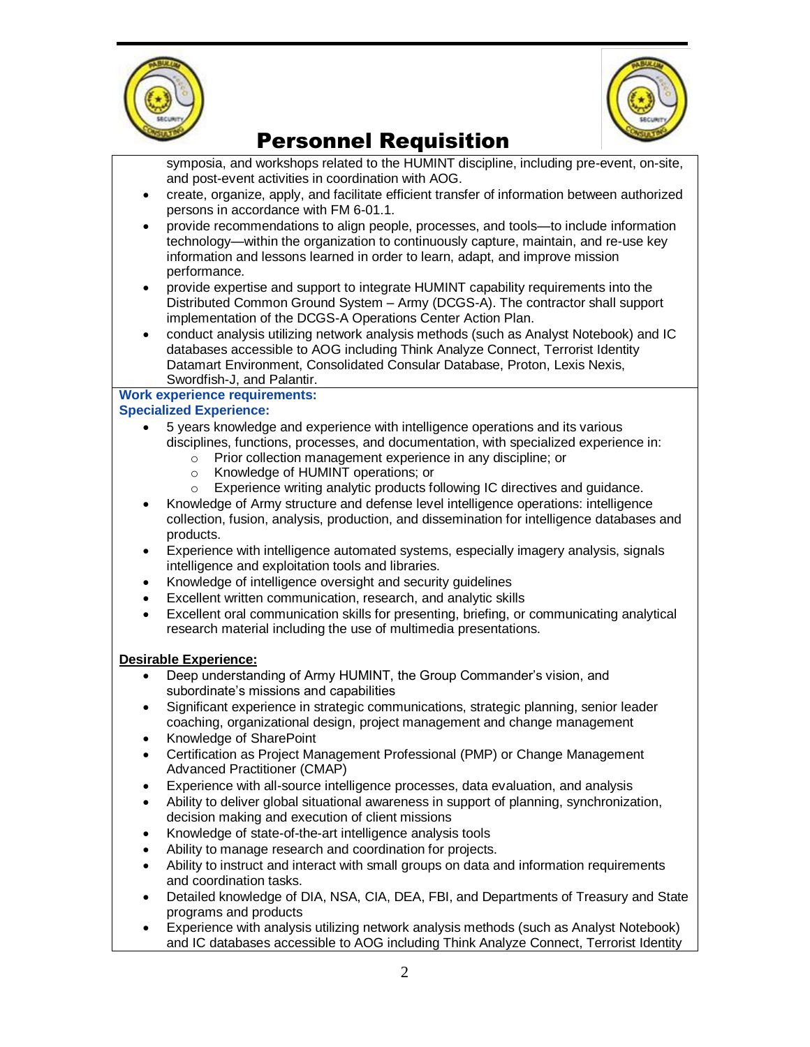# Personnel Requisition

symposia, and workshops related to the HUMINT discipline, including pre-event, on-site, and post-event activities in coordination with AOG.

- create, organize, apply, and facilitate efficient transfer of information between authorized persons in accordance with FM 6-01.1.
- provide recommendations to align people, processes, and tools—to include information technology—within the organization to continuously capture, maintain, and re-use key information and lessons learned in order to learn, adapt, and improve mission performance.
- provide expertise and support to integrate HUMINT capability requirements into the Distributed Common Ground System – Army (DCGS-A). The contractor shall support implementation of the DCGS-A Operations Center Action Plan.
- conduct analysis utilizing network analysis methods (such as Analyst Notebook) and IC databases accessible to AOG including Think Analyze Connect, Terrorist Identity Datamart Environment, Consolidated Consular Database, Proton, Lexis Nexis, Swordfish-J, and Palantir.

**Work experience requirements:**

**Specialized Experience:**

- 5 years knowledge and experience with intelligence operations and its various disciplines, functions, processes, and documentation, with specialized experience in:
  - Prior collection management experience in any discipline; or
  - Knowledge of HUMINT operations; or
  - Experience writing analytic products following IC directives and guidance.
- Knowledge of Army structure and defense level intelligence operations: intelligence collection, fusion, analysis, production, and dissemination for intelligence databases and products.
- Experience with intelligence automated systems, especially imagery analysis, signals intelligence and exploitation tools and libraries.
- Knowledge of intelligence oversight and security guidelines
- Excellent written communication, research, and analytic skills
- Excellent oral communication skills for presenting, briefing, or communicating analytical research material including the use of multimedia presentations.

**Desirable Experience:**

- Deep understanding of Army HUMINT, the Group Commander's vision, and subordinate's missions and capabilities
- Significant experience in strategic communications, strategic planning, senior leader coaching, organizational design, project management and change management
- Knowledge of SharePoint
- Certification as Project Management Professional (PMP) or Change Management Advanced Practitioner (CMAP)
- Experience with all-source intelligence processes, data evaluation, and analysis
- Ability to deliver global situational awareness in support of planning, synchronization, decision making and execution of client missions
- Knowledge of state-of-the-art intelligence analysis tools
- Ability to manage research and coordination for projects.
- Ability to instruct and interact with small groups on data and information requirements and coordination tasks.
- Detailed knowledge of DIA, NSA, CIA, DEA, FBI, and Departments of Treasury and State programs and products
- Experience with analysis utilizing network analysis methods (such as Analyst Notebook) and IC databases accessible to AOG including Think Analyze Connect, Terrorist Identity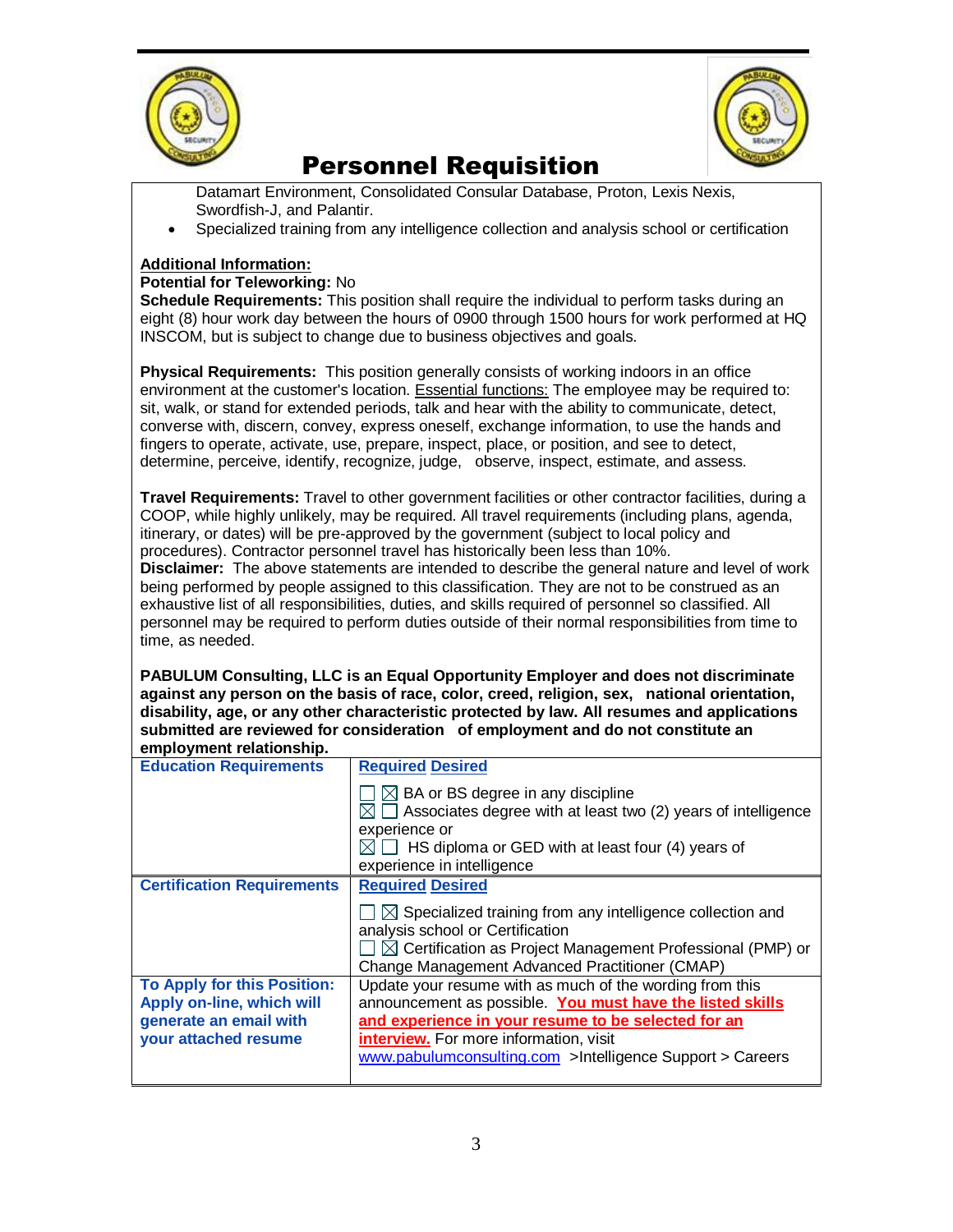# Personnel Requisition

Datamart Environment, Consolidated Consular Database, Proton, Lexis Nexis, Swordfish-J, and Palantir.

- Specialized training from any intelligence collection and analysis school or certification

**Additional Information:**

**Potential for Teleworking:** No

**Schedule Requirements:** This position shall require the individual to perform tasks during an eight (8) hour work day between the hours of 0900 through 1500 hours for work performed at HQ INSCOM, but is subject to change due to business objectives and goals.

**Physical Requirements:** This position generally consists of working indoors in an office environment at the customer's location. Essential functions: The employee may be required to: sit, walk, or stand for extended periods, talk and hear with the ability to communicate, detect, converse with, discern, convey, express oneself, exchange information, to use the hands and fingers to operate, activate, use, prepare, inspect, place, or position, and see to detect, determine, perceive, identify, recognize, judge, observe, inspect, estimate, and assess.

**Travel Requirements:** Travel to other government facilities or other contractor facilities, during a COOP, while highly unlikely, may be required. All travel requirements (including plans, agenda, itinerary, or dates) will be pre-approved by the government (subject to local policy and procedures). Contractor personnel travel has historically been less than 10%.

**Disclaimer:** The above statements are intended to describe the general nature and level of work being performed by people assigned to this classification. They are not to be construed as an exhaustive list of all responsibilities, duties, and skills required of personnel so classified. All personnel may be required to perform duties outside of their normal responsibilities from time to time, as needed.

**PABULUM Consulting, LLC is an Equal Opportunity Employer and does not discriminate against any person on the basis of race, color, creed, religion, sex, national orientation, disability, age, or any other characteristic protected by law. All resumes and applications submitted are reviewed for consideration of employment and do not constitute an employment relationship.**

| | |
|---|---|
| **Education Requirements** | **Required Desired**<br><br>☐ ☒ BA or BS degree in any discipline<br>☒ ☐ Associates degree with at least two (2) years of intelligence experience or<br>☒ ☐ HS diploma or GED with at least four (4) years of experience in intelligence |
| **Certification Requirements** | **Required Desired**<br><br>☐ ☒ Specialized training from any intelligence collection and analysis school or Certification<br>☐ ☒ Certification as Project Management Professional (PMP) or Change Management Advanced Practitioner (CMAP) |
| **To Apply for this Position: Apply on-line, which will generate an email with your attached resume** | Update your resume with as much of the wording from this announcement as possible. **You must have the listed skills and experience in your resume to be selected for an interview.** For more information, visit www.pabulumconsulting.com >Intelligence Support > Careers |